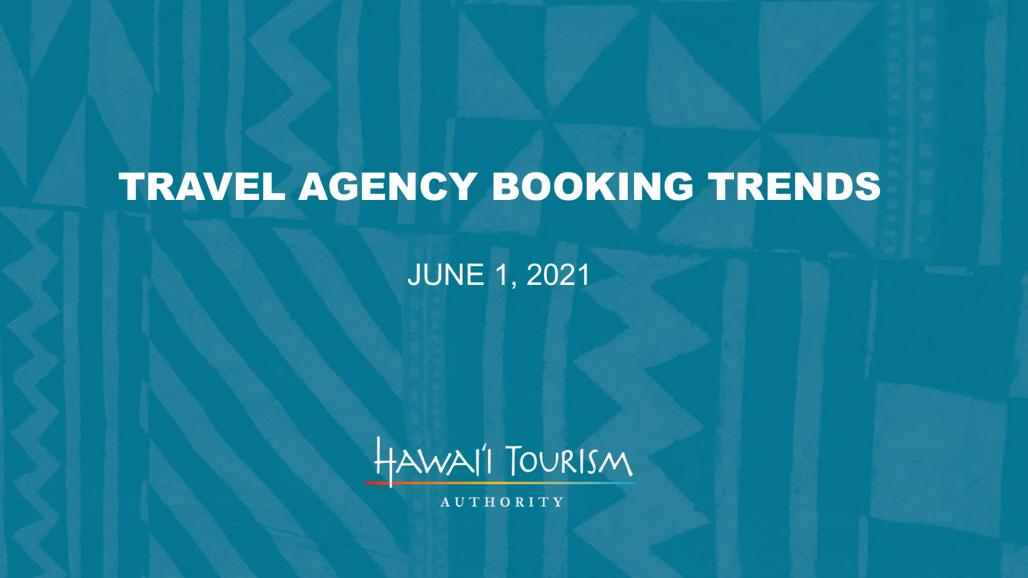# TRAVEL AGENCY BOOKING TRENDS

JUNE 1, 2021

HAWAI'I TOURISM AUTHORITY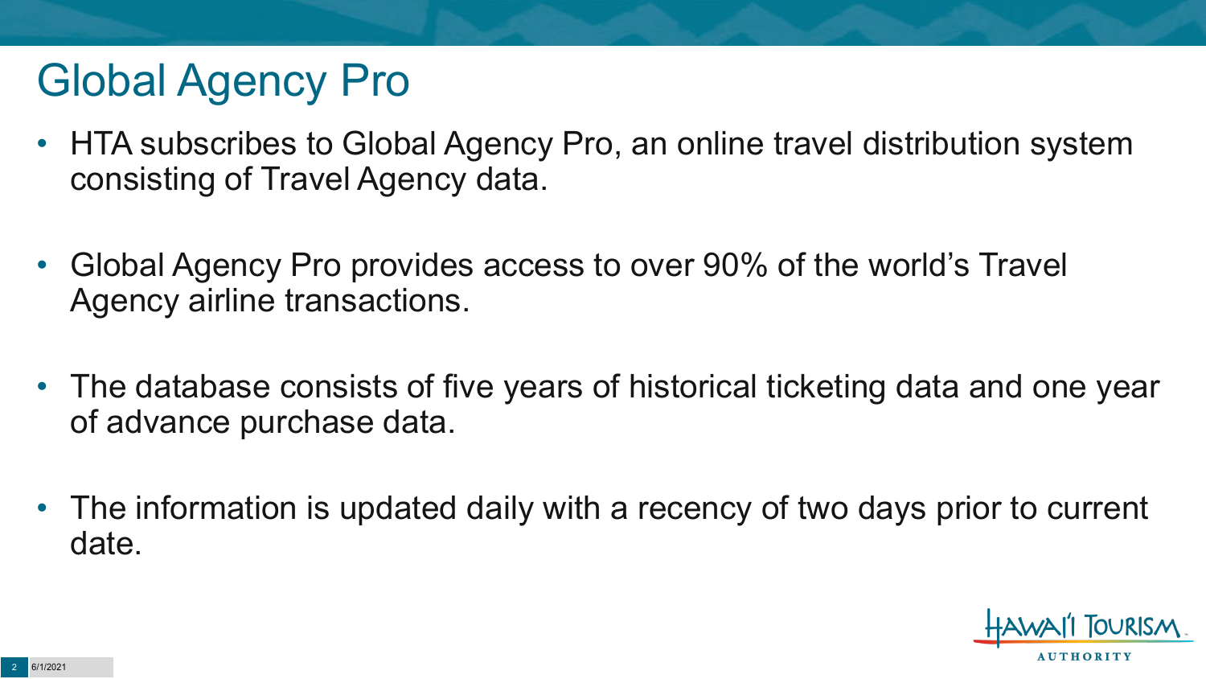# Global Agency Pro

- HTA subscribes to Global Agency Pro, an online travel distribution system consisting of Travel Agency data.
- Global Agency Pro provides access to over 90% of the world's Travel Agency airline transactions.
- The database consists of five years of historical ticketing data and one year of advance purchase data.
- The information is updated daily with a recency of two days prior to current date.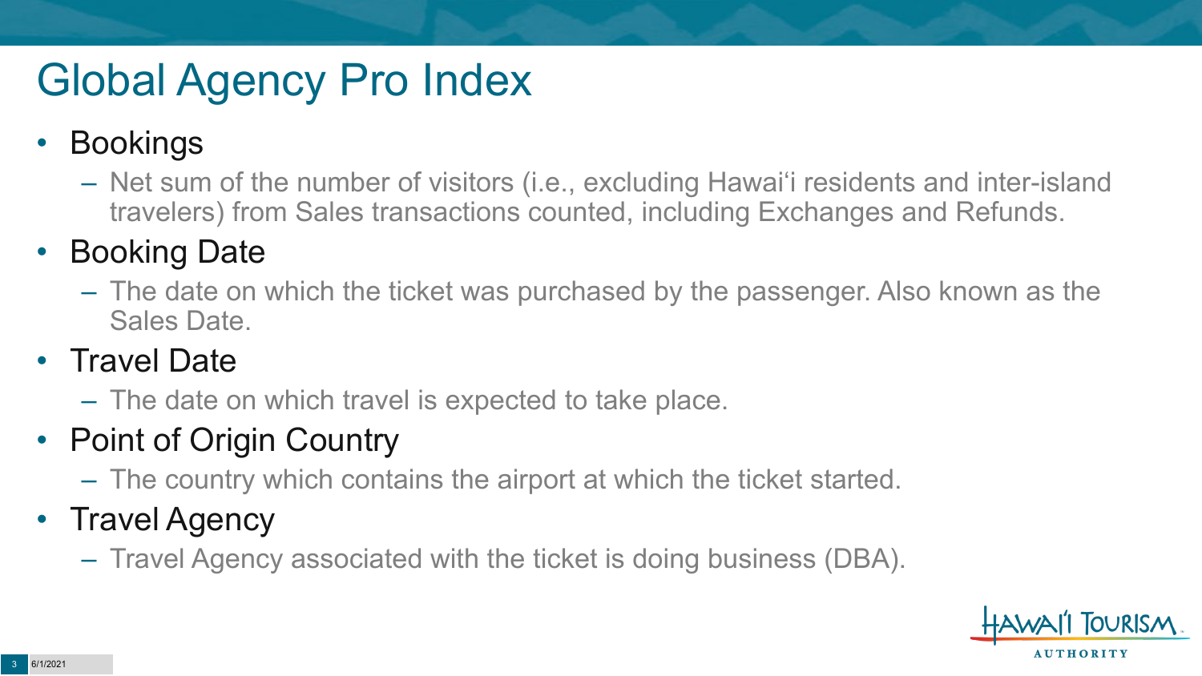# Global Agency Pro Index

- Bookings
  - Net sum of the number of visitors (i.e., excluding Hawai‘i residents and inter-island travelers) from Sales transactions counted, including Exchanges and Refunds.
- Booking Date
  - The date on which the ticket was purchased by the passenger. Also known as the Sales Date.
- Travel Date
  - The date on which travel is expected to take place.
- Point of Origin Country
  - The country which contains the airport at which the ticket started.
- Travel Agency
  - Travel Agency associated with the ticket is doing business (DBA).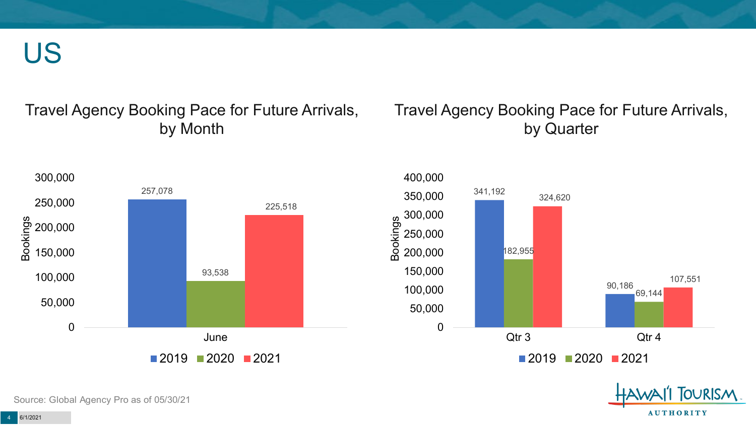# US

## Travel Agency Booking Pace for Future Arrivals, by Month

300,000
250,000
200,000
150,000
100,000
50,000
0

Bookings

257,078
93,538
225,518

June

2019 2020 2021

## Travel Agency Booking Pace for Future Arrivals, by Quarter

400,000
350,000
300,000
250,000
200,000
150,000
100,000
50,000
0

Bookings

341,192
182,955
324,620
90,186
69,144
107,551

Qtr 3
Qtr 4

2019 2020 2021

Source: Global Agency Pro as of 05/30/21

Hawai'i Tourism Authority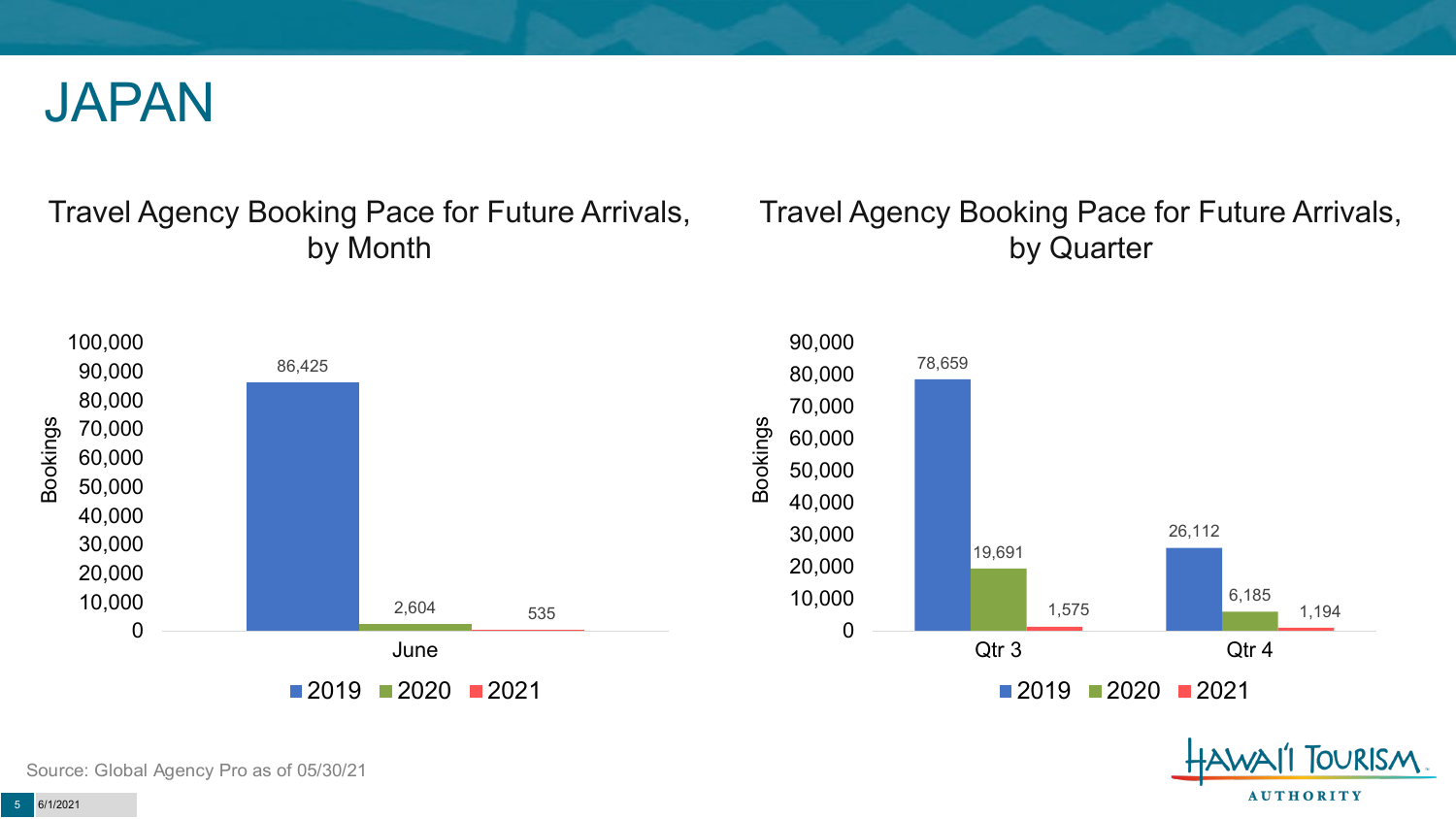# JAPAN

## Travel Agency Booking Pace for Future Arrivals, by Month

Bookings

100,000
90,000
80,000
70,000
60,000
50,000
40,000
30,000
20,000
10,000
0

86,425
2,604
535

June

2019 2020 2021

## Travel Agency Booking Pace for Future Arrivals, by Quarter

Bookings

90,000
80,000
70,000
60,000
50,000
40,000
30,000
20,000
10,000
0

78,659
19,691
1,575
26,112
6,185
1,194

Qtr 3
Qtr 4

2019 2020 2021

Source: Global Agency Pro as of 05/30/21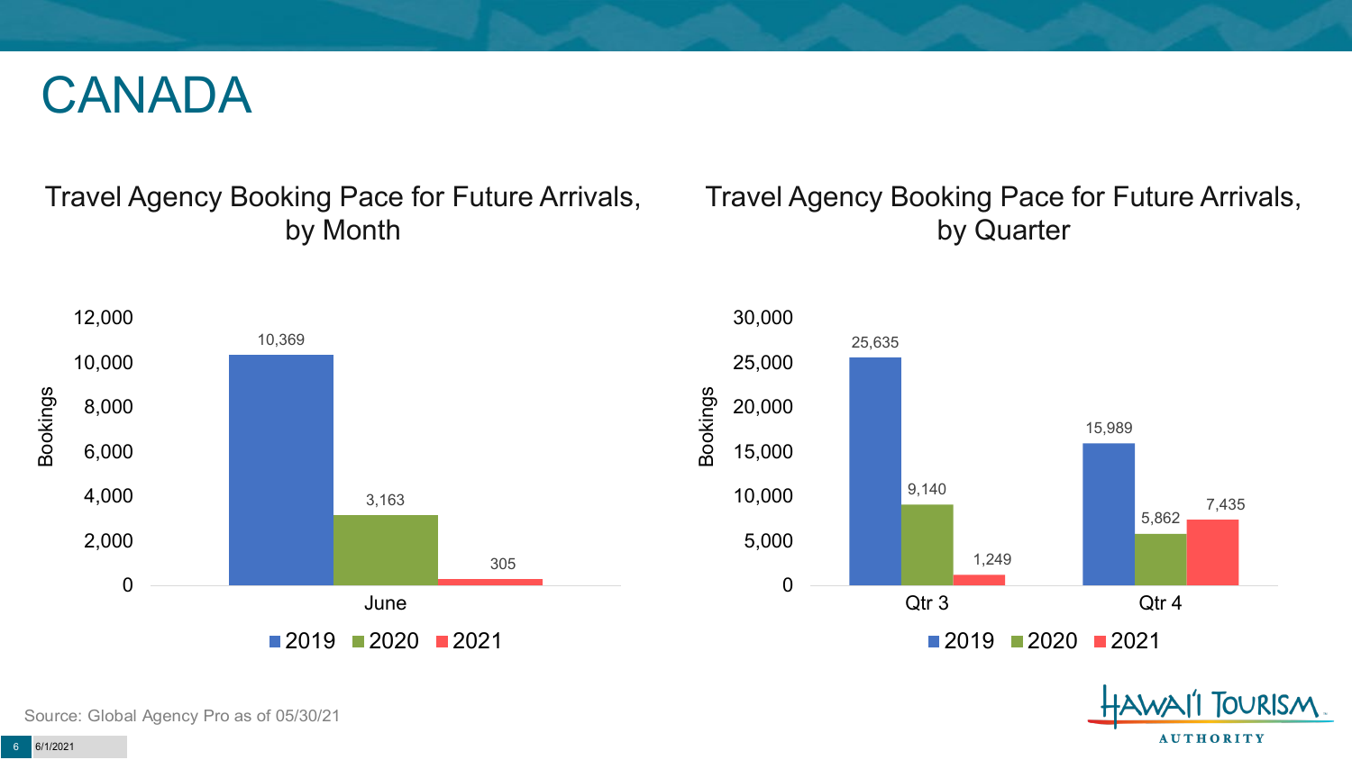# CANADA

## Travel Agency Booking Pace for Future Arrivals, by Month

Bookings

12,000
10,000
8,000
6,000
4,000
2,000
0

10,369
3,163
305

June

2019 2020 2021

## Travel Agency Booking Pace for Future Arrivals, by Quarter

Bookings

30,000
25,000
20,000
15,000
10,000
5,000
0

25,635
9,140
1,249
15,989
5,862
7,435

Qtr 3
Qtr 4

2019 2020 2021

Source: Global Agency Pro as of 05/30/21

6/1/2021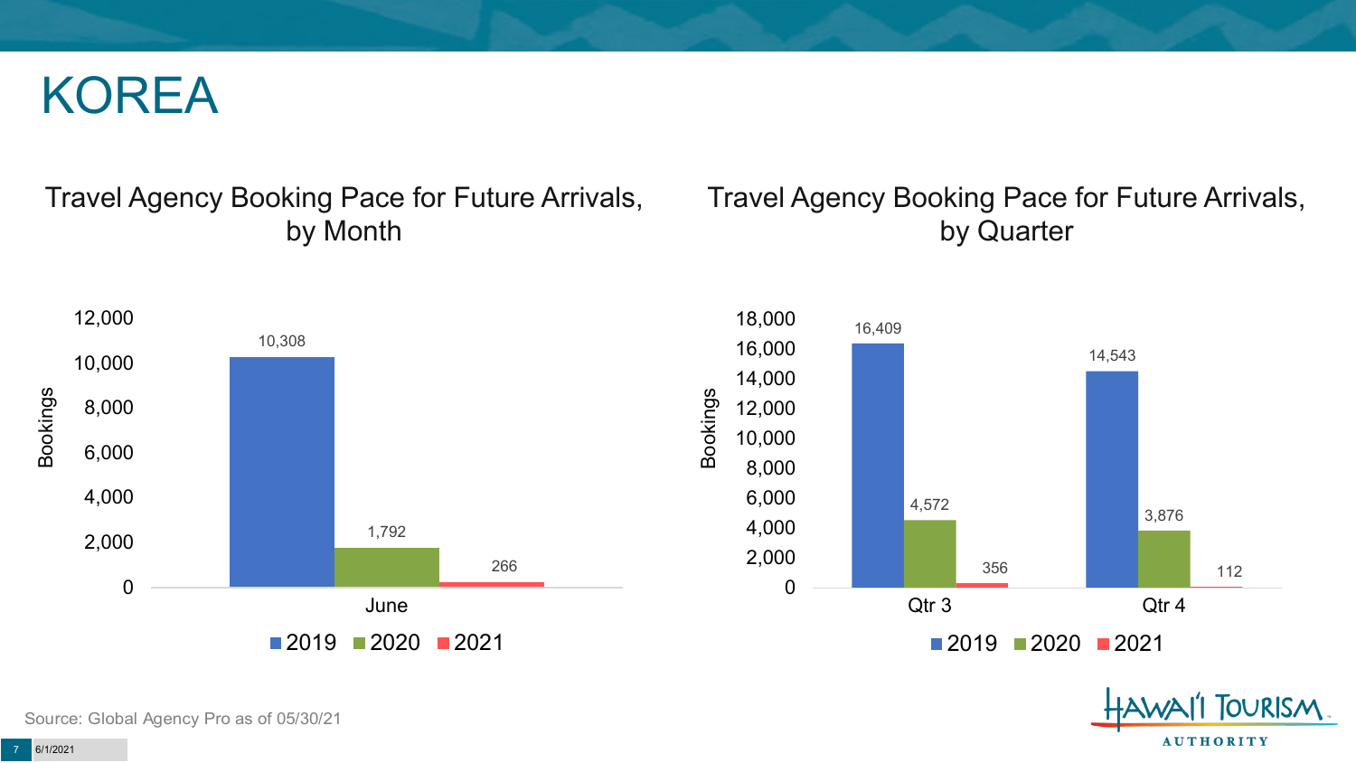# KOREA

## Travel Agency Booking Pace for Future Arrivals, by Month

12,000
10,000
8,000
6,000
4,000
2,000
0

Bookings

10,308
1,792
266

June

2019 2020 2021

## Travel Agency Booking Pace for Future Arrivals, by Quarter

18,000
16,000
14,000
12,000
10,000
8,000
6,000
4,000
2,000
0

Bookings

16,409
4,572
356
14,543
3,876
112

Qtr 3
Qtr 4

2019 2020 2021

Source: Global Agency Pro as of 05/30/21

6/1/2021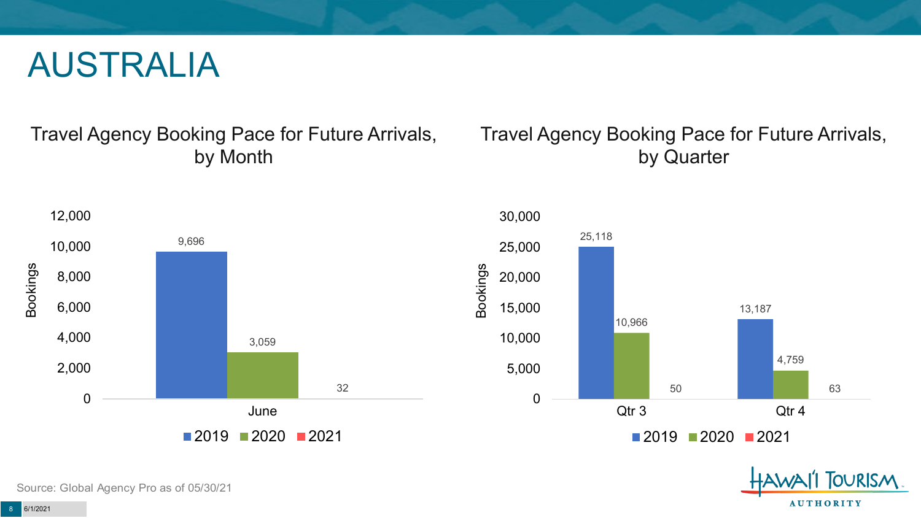# AUSTRALIA

## Travel Agency Booking Pace for Future Arrivals, by Month

Bookings

12,000
10,000
8,000
6,000
4,000
2,000
0

9,696
3,059
32

June

2019 2020 2021

## Travel Agency Booking Pace for Future Arrivals, by Quarter

Bookings

30,000
25,000
20,000
15,000
10,000
5,000
0

25,118
10,966
50
13,187
4,759
63

Qtr 3
Qtr 4

2019 2020 2021

Source: Global Agency Pro as of 05/30/21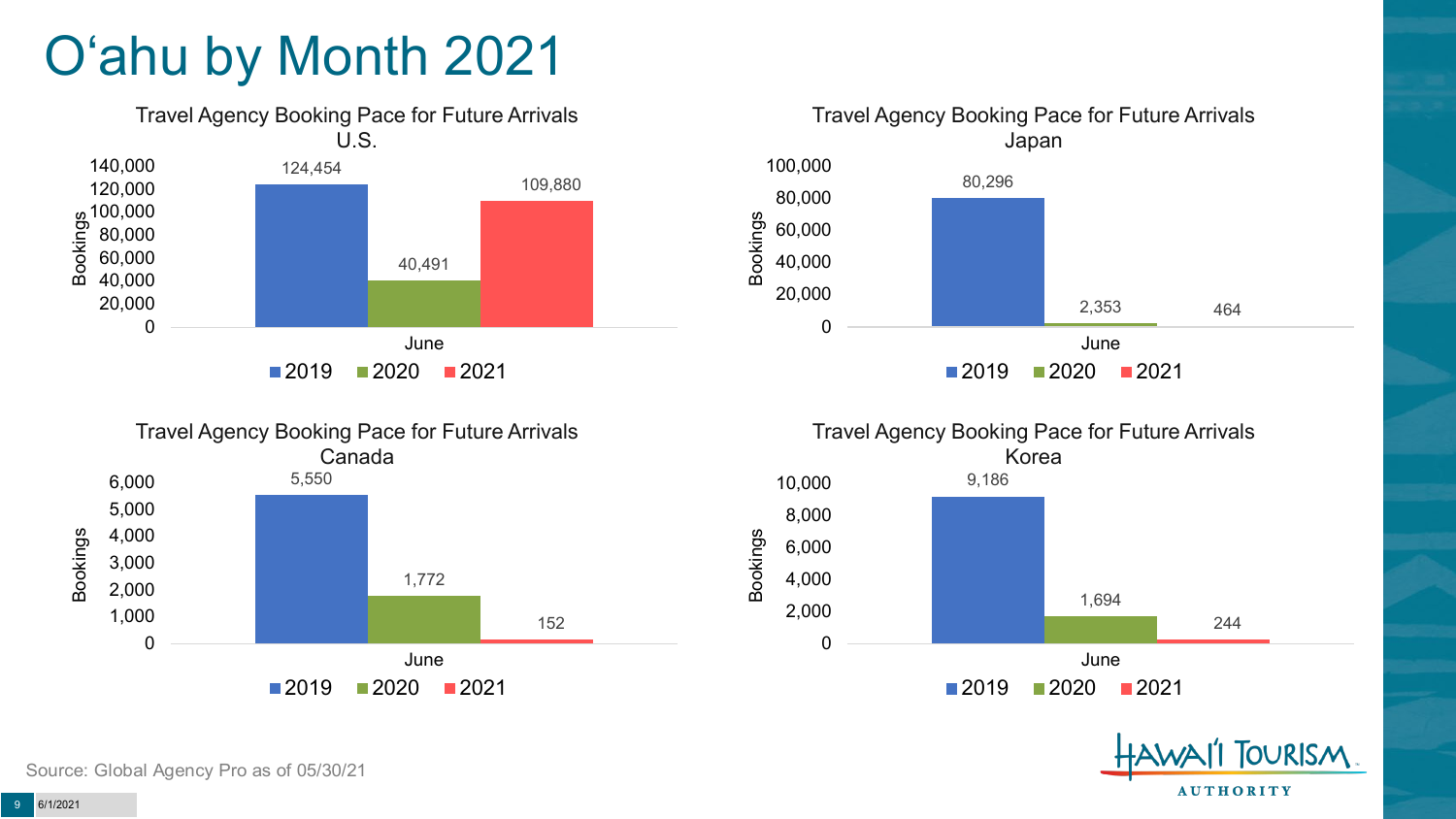# O'ahu by Month 2021

Travel Agency Booking Pace for Future Arrivals
U.S.

Bookings

140,000
120,000
100,000
80,000
60,000
40,000
20,000
0

124,454
40,491
109,880

June

2019 2020 2021

Travel Agency Booking Pace for Future Arrivals
Japan

Bookings

100,000
80,000
60,000
40,000
20,000
0

80,296
2,353
464

June

2019 2020 2021

Travel Agency Booking Pace for Future Arrivals
Canada

Bookings

6,000
5,000
4,000
3,000
2,000
1,000
0

5,550
1,772
152

June

2019 2020 2021

Travel Agency Booking Pace for Future Arrivals
Korea

Bookings

10,000
8,000
6,000
4,000
2,000
0

9,186
1,694
244

June

2019 2020 2021

Source: Global Agency Pro as of 05/30/21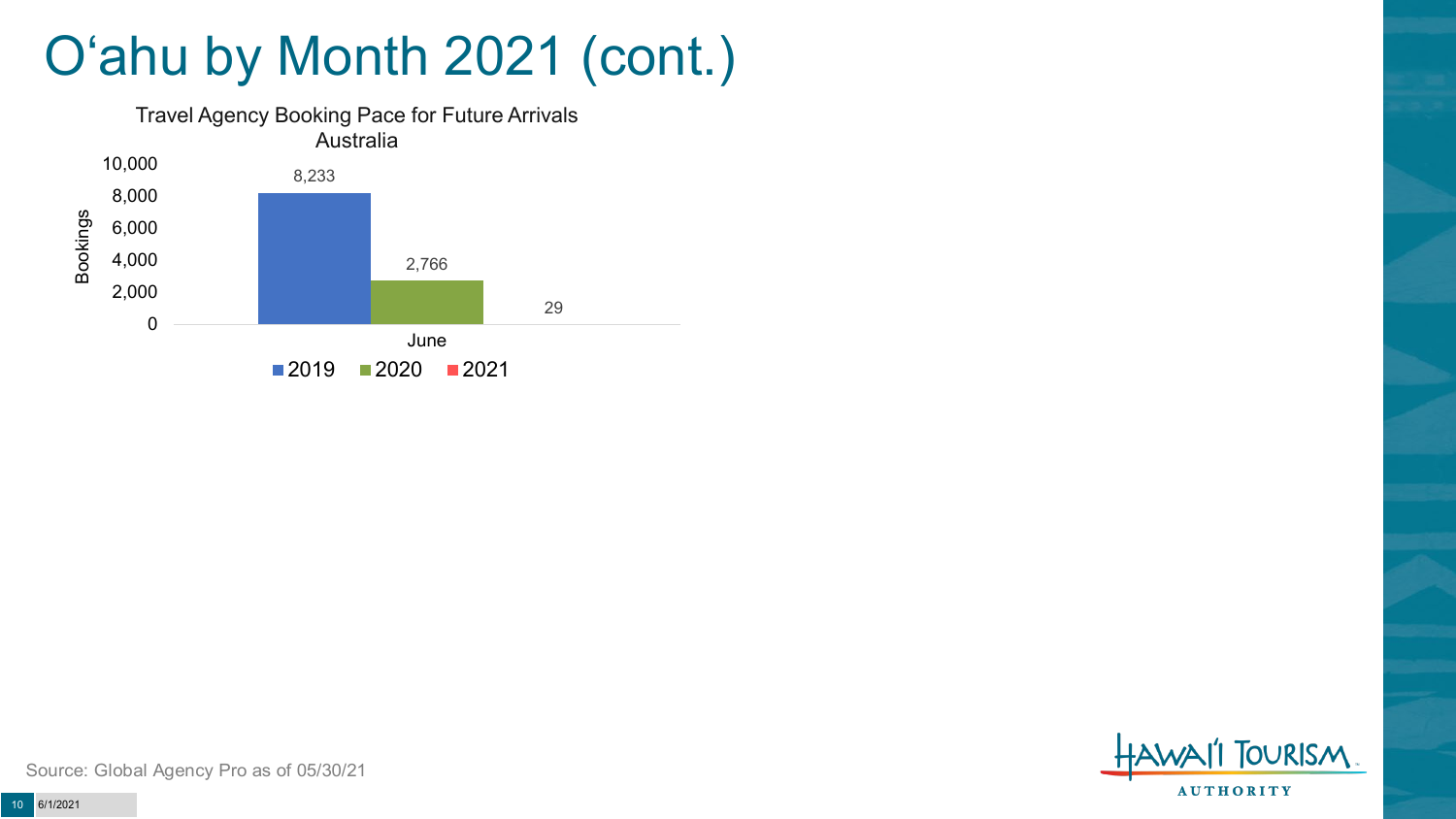# O‘ahu by Month 2021 (cont.)

Travel Agency Booking Pace for Future Arrivals
Australia

Bookings

10,000
8,000
6,000
4,000
2,000
0

8,233
2,766
29

June

2019 2020 2021

Source: Global Agency Pro as of 05/30/21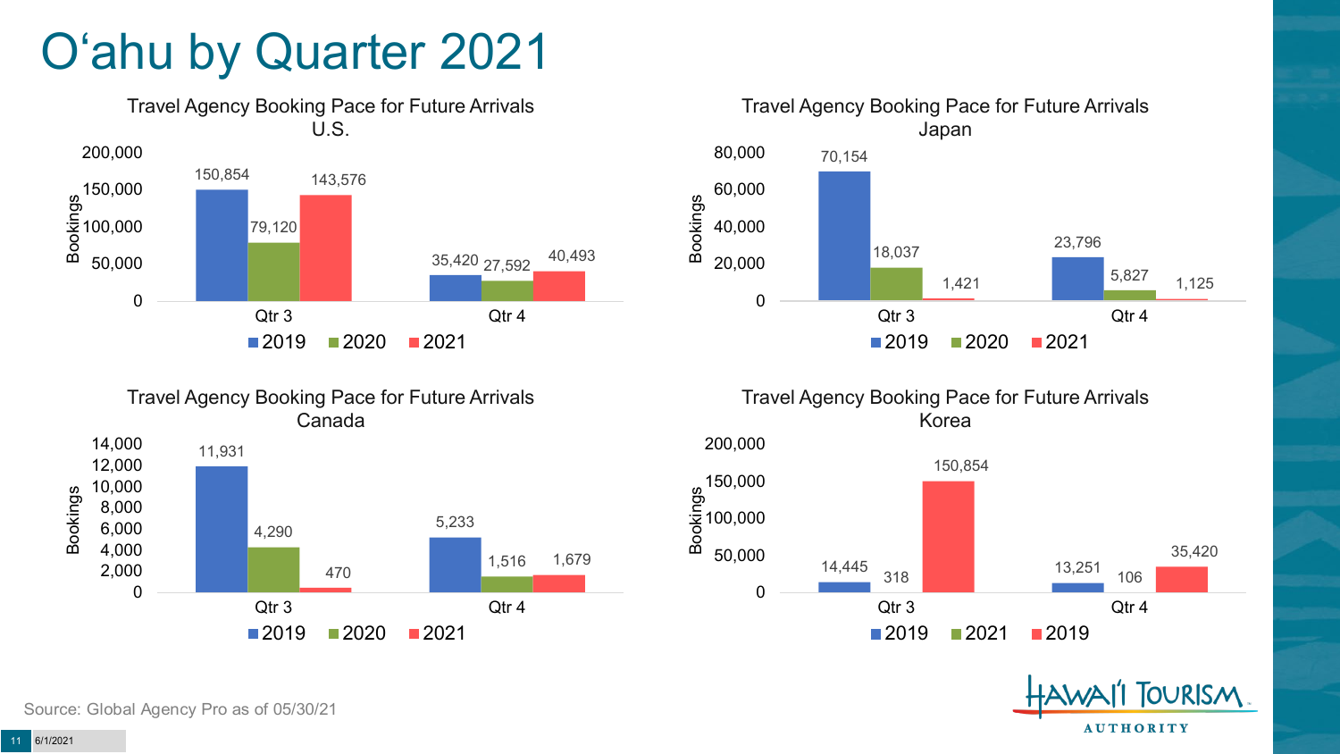# O'ahu by Quarter 2021

Travel Agency Booking Pace for Future Arrivals
U.S.

Bookings

200,000
150,000
100,000
50,000
0

150,854
79,120
143,576
35,420
27,592
40,493

Qtr 3
Qtr 4

2019 2020 2021

Travel Agency Booking Pace for Future Arrivals
Japan

Bookings

80,000
60,000
40,000
20,000
0

70,154
18,037
1,421
23,796
5,827
1,125

Qtr 3
Qtr 4

2019 2020 2021

Travel Agency Booking Pace for Future Arrivals
Canada

Bookings

14,000
12,000
10,000
8,000
6,000
4,000
2,000
0

11,931
4,290
470
5,233
1,516
1,679

Qtr 3
Qtr 4

2019 2020 2021

Travel Agency Booking Pace for Future Arrivals
Korea

Bookings

200,000
150,000
100,000
50,000
0

14,445
318
150,854
13,251
106
35,420

Qtr 3
Qtr 4

2019 2021 2019

Source: Global Agency Pro as of 05/30/21

6/1/2021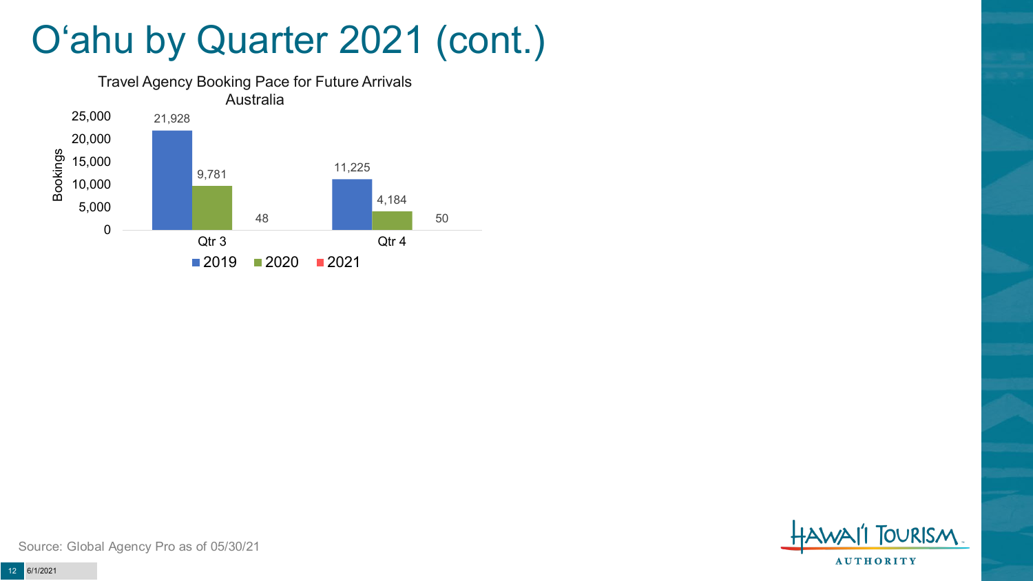# O‘ahu by Quarter 2021 (cont.)

Travel Agency Booking Pace for Future Arrivals
Australia

Bookings

25,000
20,000
15,000
10,000
5,000
0

21,928
9,781
48
11,225
4,184
50

Qtr 3
Qtr 4

2019 2020 2021

Source: Global Agency Pro as of 05/30/21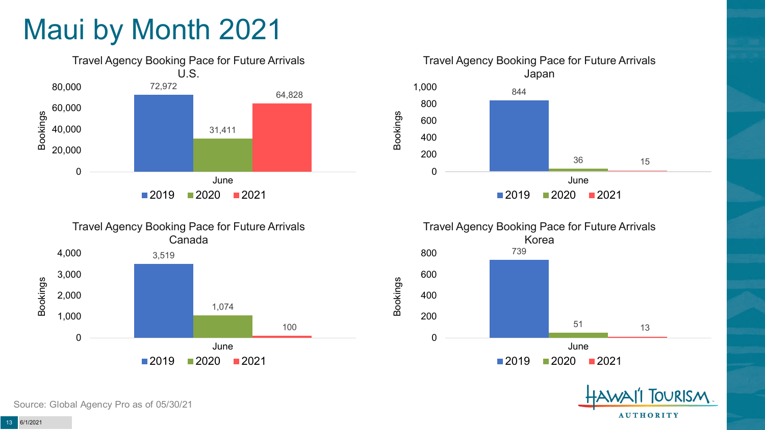# Maui by Month 2021

Travel Agency Booking Pace for Future Arrivals
U.S.

Bookings

80,000
60,000
40,000
20,000
0

72,972
31,411
64,828

June

2019 2020 2021

Travel Agency Booking Pace for Future Arrivals
Japan

Bookings

1,000
800
600
400
200
0

844
36
15

June

2019 2020 2021

Travel Agency Booking Pace for Future Arrivals
Canada

Bookings

4,000
3,000
2,000
1,000
0

3,519
1,074
100

June

2019 2020 2021

Travel Agency Booking Pace for Future Arrivals
Korea

Bookings

800
600
400
200
0

739
51
13

June

2019 2020 2021

Source: Global Agency Pro as of 05/30/21

HAWAI'I TOURISM AUTHORITY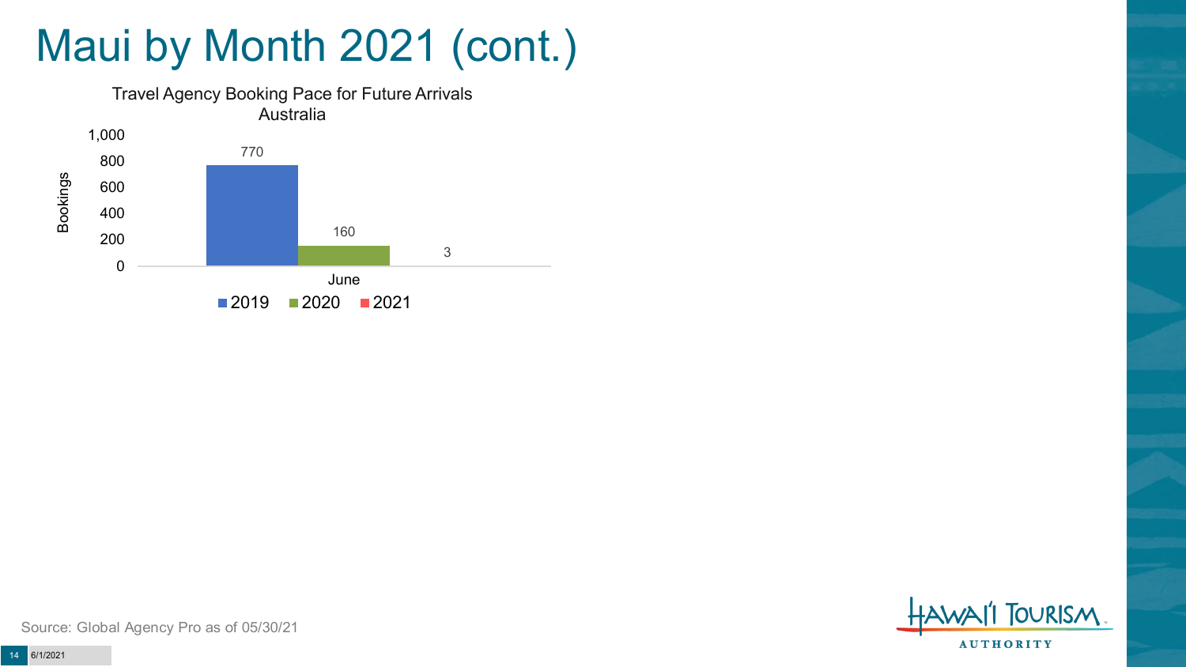# Maui by Month 2021 (cont.)

Travel Agency Booking Pace for Future Arrivals
Australia

Bookings

1,000
800
600
400
200
0

770
160
3

June

2019 2020 2021

Source: Global Agency Pro as of 05/30/21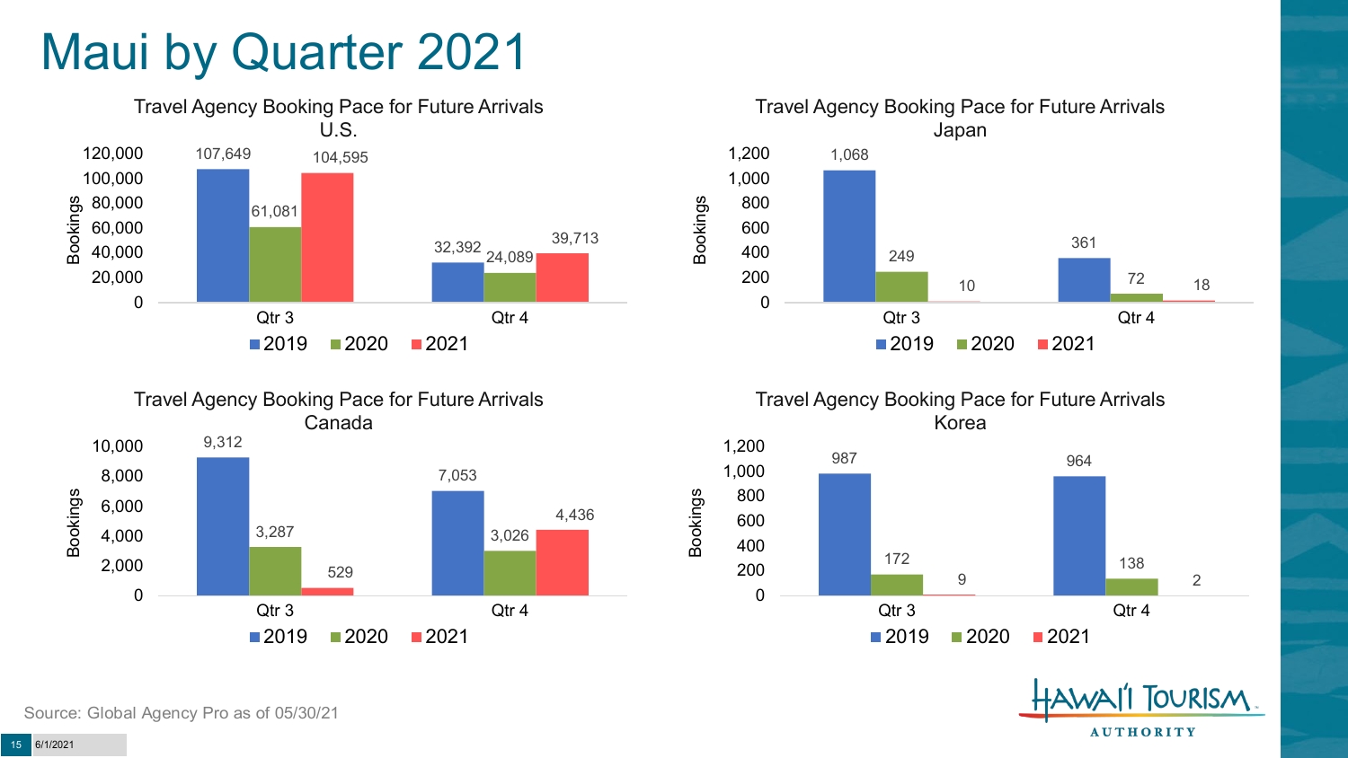# Maui by Quarter 2021

Travel Agency Booking Pace for Future Arrivals
U.S.

Bookings

120,000
100,000
80,000
60,000
40,000
20,000
0

107,649
61,081
104,595
32,392
24,089
39,713

Qtr 3
Qtr 4

2019 2020 2021

Travel Agency Booking Pace for Future Arrivals
Japan

Bookings

1,200
1,000
800
600
400
200
0

1,068
249
10
361
72
18

Qtr 3
Qtr 4

2019 2020 2021

Travel Agency Booking Pace for Future Arrivals
Canada

Bookings

10,000
8,000
6,000
4,000
2,000
0

9,312
3,287
529
7,053
3,026
4,436

Qtr 3
Qtr 4

2019 2020 2021

Travel Agency Booking Pace for Future Arrivals
Korea

Bookings

1,200
1,000
800
600
400
200
0

987
172
9
964
138
2

Qtr 3
Qtr 4

2019 2020 2021

Source: Global Agency Pro as of 05/30/21

6/1/2021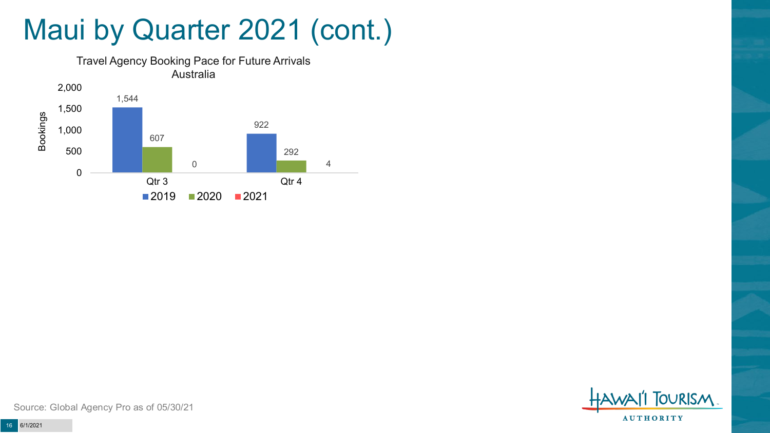# Maui by Quarter 2021 (cont.)

Travel Agency Booking Pace for Future Arrivals
Australia

Bookings

2,000
1,500
1,000
500
0

1,544
607
0
922
292
4

Qtr 3
Qtr 4

2019 2020 2021

Source: Global Agency Pro as of 05/30/21

6/1/2021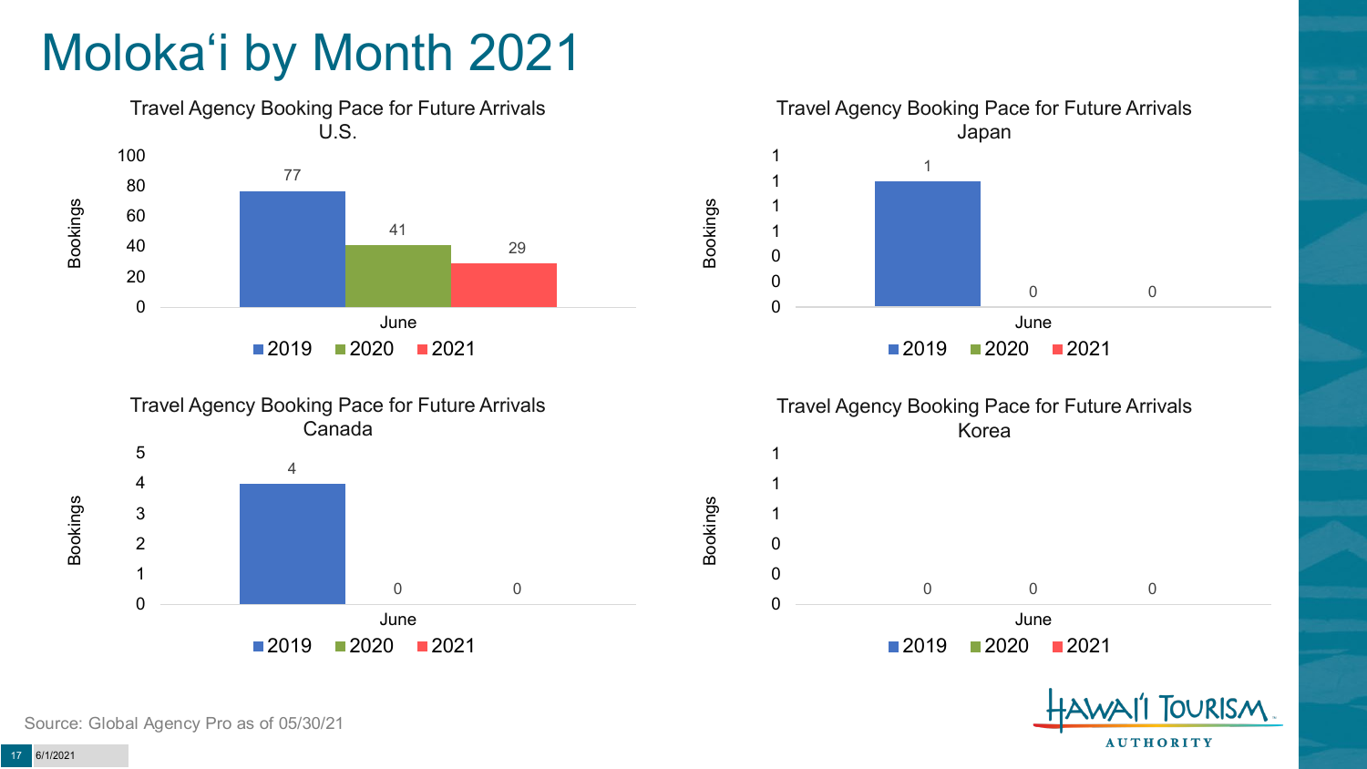# Molokaʻi by Month 2021

Travel Agency Booking Pace for Future Arrivals
U.S.

Bookings

100
80
60
40
20
0

77
41
29

June

2019 2020 2021

Travel Agency Booking Pace for Future Arrivals
Japan

Bookings

1
1
1
1
0
0
0

1
0
0

June

2019 2020 2021

Travel Agency Booking Pace for Future Arrivals
Canada

Bookings

5
4
3
2
1
0

4
0
0

June

2019 2020 2021

Travel Agency Booking Pace for Future Arrivals
Korea

Bookings

1
1
1
0
0
0

0
0
0

June

2019 2020 2021

Source: Global Agency Pro as of 05/30/21

6/1/2021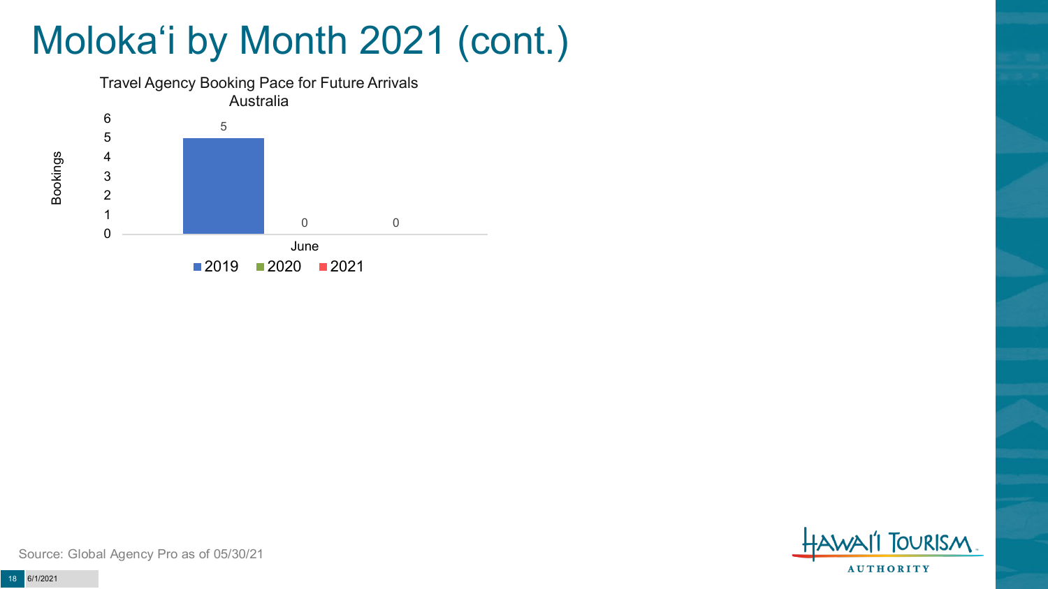# Molokaʻi by Month 2021 (cont.)

Travel Agency Booking Pace for Future Arrivals
Australia

Bookings

6
5
4
3
2
1
0

5
0
0

June

2019 2020 2021

Source: Global Agency Pro as of 05/30/21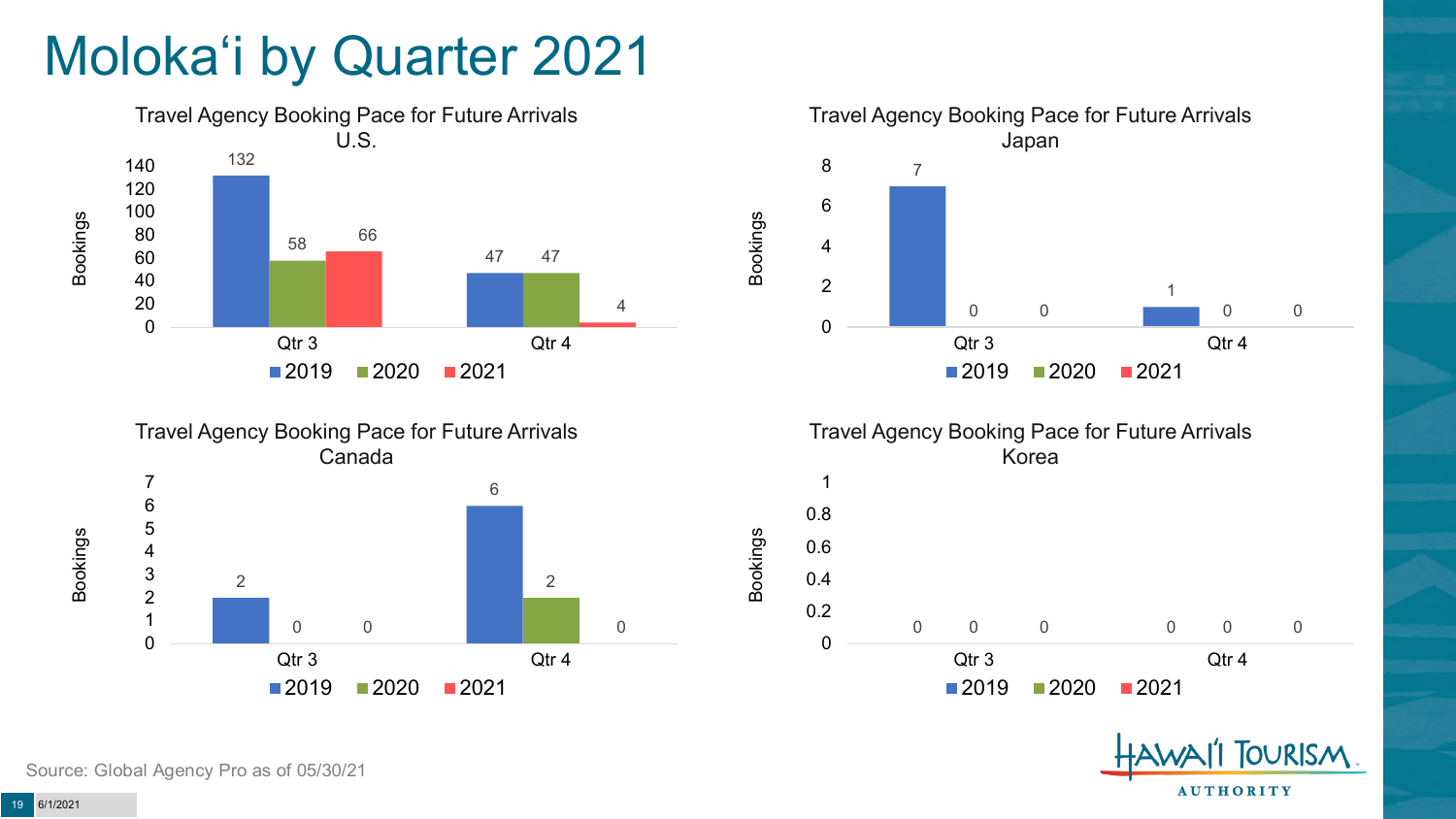# Molokaʻi by Quarter 2021

Travel Agency Booking Pace for Future Arrivals
U.S.

Bookings

140
120
100
80
60
40
20
0

132
58
66
47
47
4

Qtr 3
Qtr 4

2019 2020 2021

Travel Agency Booking Pace for Future Arrivals
Japan

Bookings

8
6
4
2
0

7
0
0
1
0
0

Qtr 3
Qtr 4

2019 2020 2021

Travel Agency Booking Pace for Future Arrivals
Canada

Bookings

7
6
5
4
3
2
1
0

2
0
0
6
2
0

Qtr 3
Qtr 4

2019 2020 2021

Travel Agency Booking Pace for Future Arrivals
Korea

Bookings

1
0.8
0.6
0.4
0.2
0

0
0
0
0
0
0

Qtr 3
Qtr 4

2019 2020 2021

Source: Global Agency Pro as of 05/30/21

6/1/2021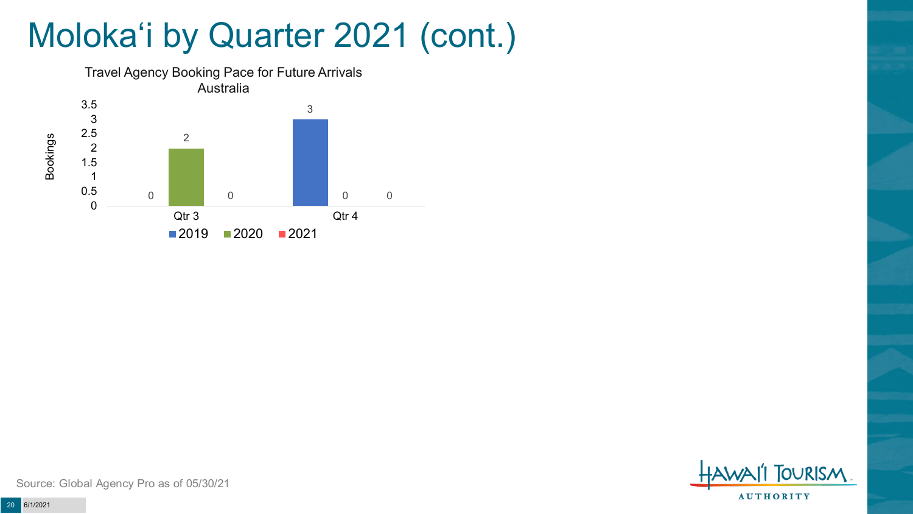# Molokaʻi by Quarter 2021 (cont.)

Travel Agency Booking Pace for Future Arrivals
Australia

Bookings

3.5
3
2.5
2
1.5
1
0.5
0

0
2
0
3
0
0

Qtr 3
Qtr 4

2019
2020
2021

Source: Global Agency Pro as of 05/30/21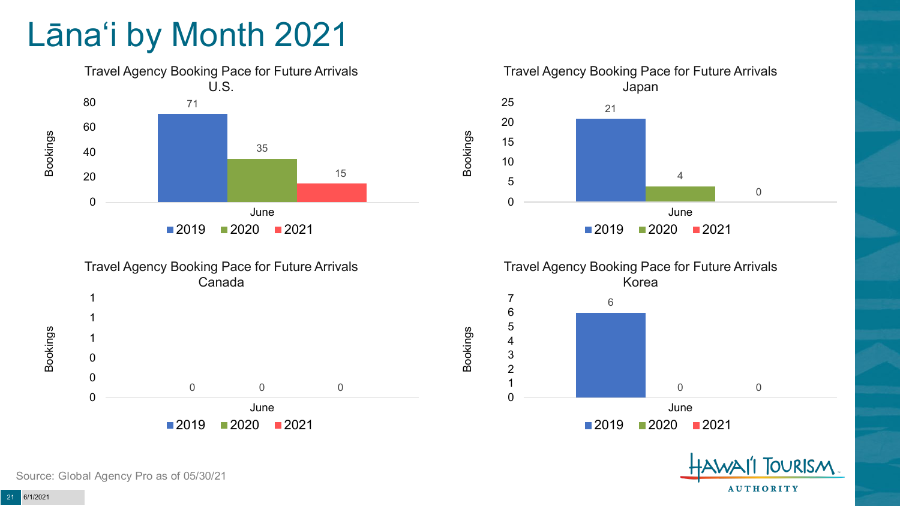# Lānaʻi by Month 2021

Travel Agency Booking Pace for Future Arrivals
U.S.

Bookings

80
60
40
20
0

71
35
15

June

2019 2020 2021

Travel Agency Booking Pace for Future Arrivals
Japan

Bookings

25
20
15
10
5
0

21
4
0

June

2019 2020 2021

Travel Agency Booking Pace for Future Arrivals
Canada

Bookings

1
1
1
0
0
0

0
0
0

June

2019 2020 2021

Travel Agency Booking Pace for Future Arrivals
Korea

Bookings

7
6
5
4
3
2
1
0

6
0
0

June

2019 2020 2021

Source: Global Agency Pro as of 05/30/21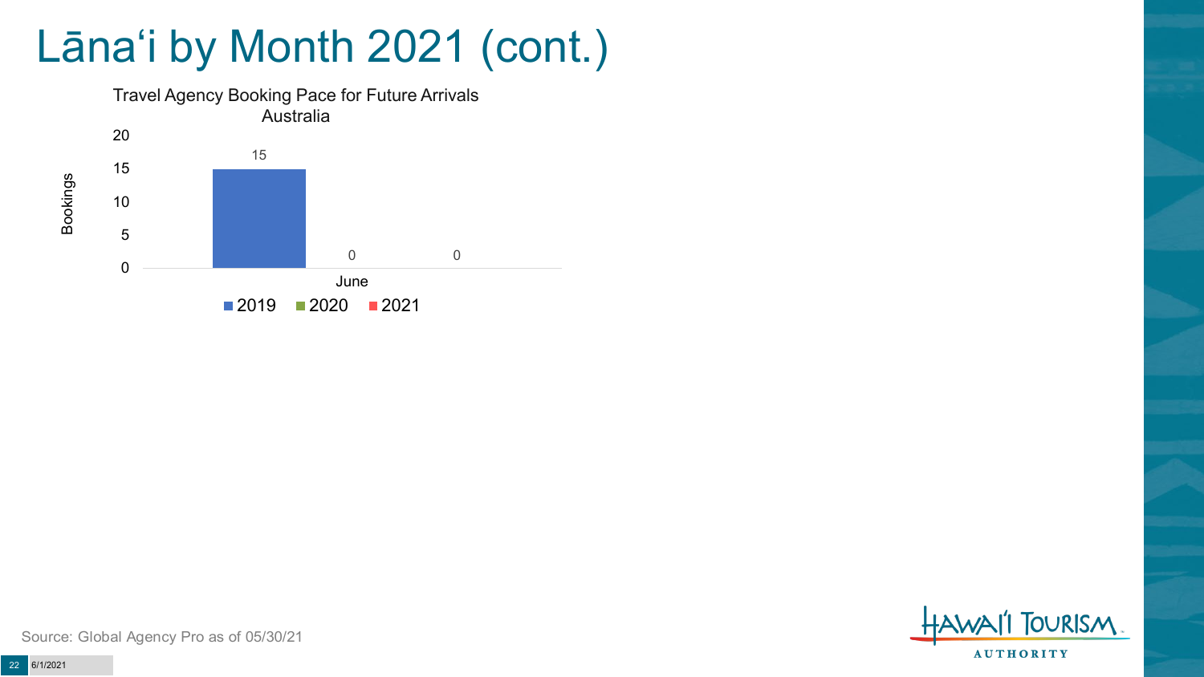# Lānaʻi by Month 2021 (cont.)

Travel Agency Booking Pace for Future Arrivals
Australia

Bookings

20
15
10
5
0

15
0
0

June

2019 2020 2021

Source: Global Agency Pro as of 05/30/21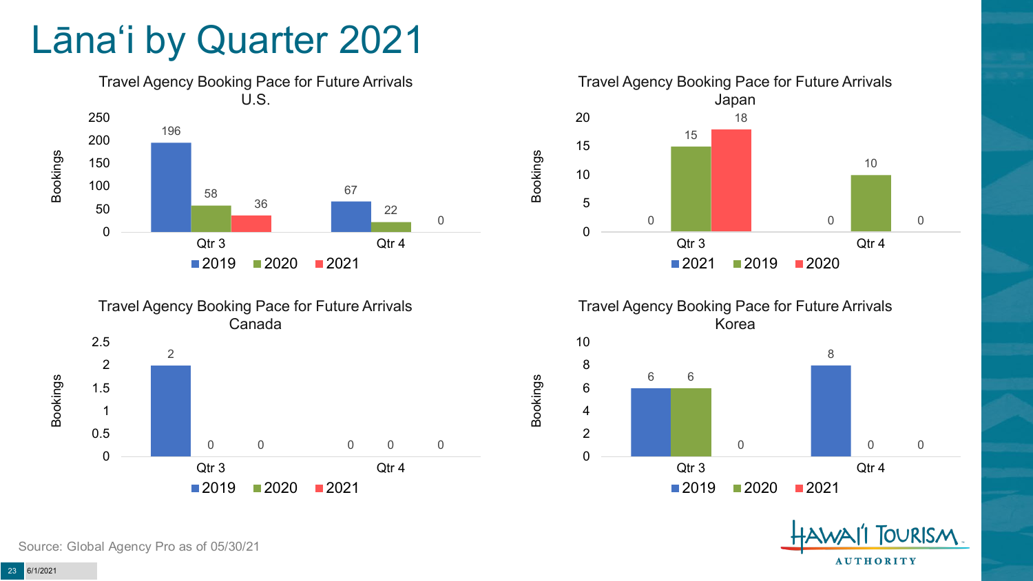# Lānaʻi by Quarter 2021

Travel Agency Booking Pace for Future Arrivals
U.S.

Bookings

250
200
150
100
50
0

196
58
36
67
22
0

Qtr 3
Qtr 4

2019 2020 2021

Travel Agency Booking Pace for Future Arrivals
Japan

Bookings

20
15
10
5
0

0
15
18
0
10
0

Qtr 3
Qtr 4

2021 2019 2020

Travel Agency Booking Pace for Future Arrivals
Canada

Bookings

2.5
2
1.5
1
0.5
0

2
0
0
0
0
0

Qtr 3
Qtr 4

2019 2020 2021

Travel Agency Booking Pace for Future Arrivals
Korea

Bookings

10
8
6
4
2
0

6
6
0
8
0
0

Qtr 3
Qtr 4

2019 2020 2021

Source: Global Agency Pro as of 05/30/21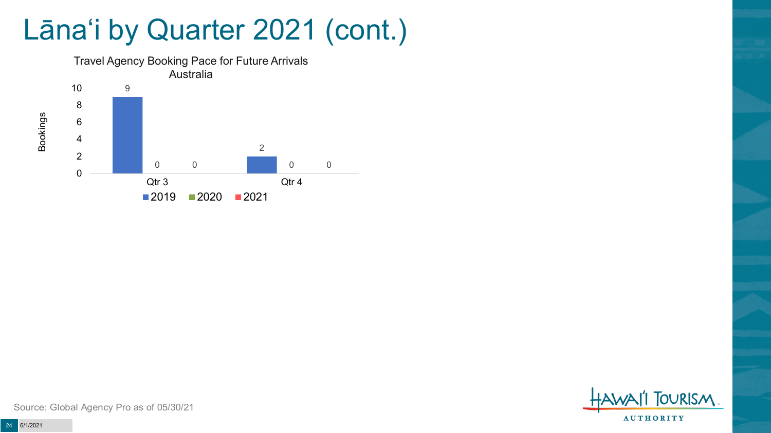# Lānaʻi by Quarter 2021 (cont.)

Travel Agency Booking Pace for Future Arrivals
Australia

Bookings

10
8
6
4
2
0

9
0
0
2
0
0

Qtr 3
Qtr 4

2019 2020 2021

Source: Global Agency Pro as of 05/30/21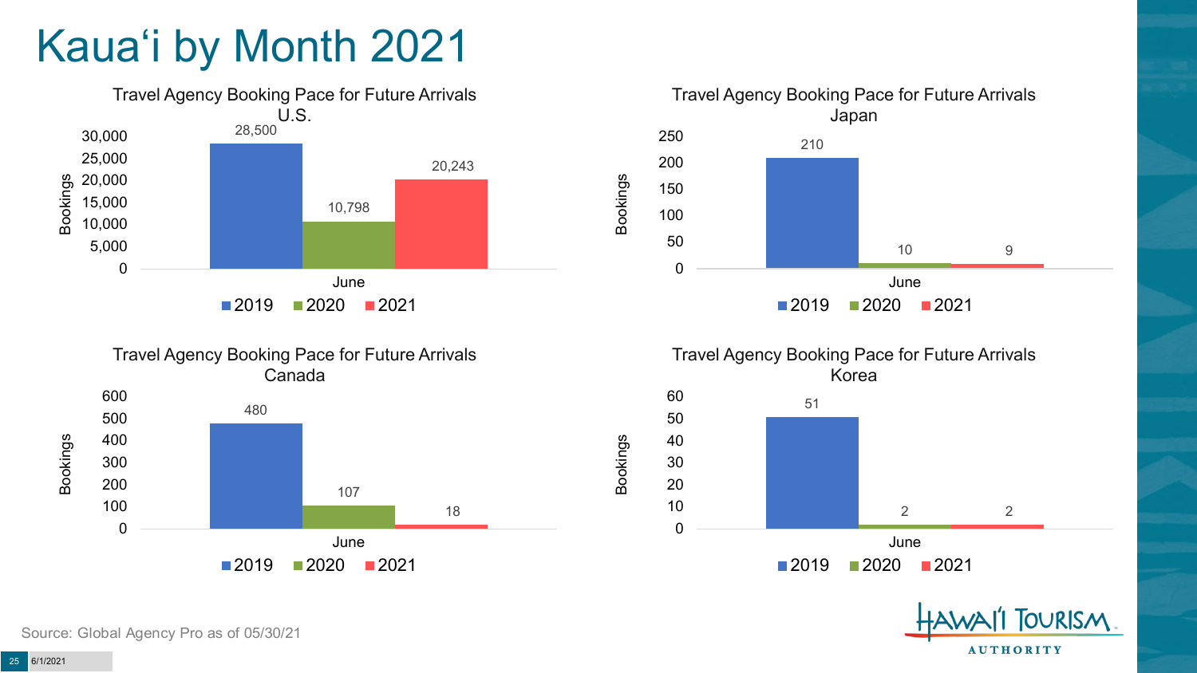# Kauaʻi by Month 2021

Travel Agency Booking Pace for Future Arrivals
U.S.

Bookings

30,000
25,000
20,000
15,000
10,000
5,000
0

28,500
10,798
20,243

June

2019 2020 2021

Travel Agency Booking Pace for Future Arrivals
Japan

Bookings

250
200
150
100
50
0

210
10
9

June

2019 2020 2021

Travel Agency Booking Pace for Future Arrivals
Canada

Bookings

600
500
400
300
200
100
0

480
107
18

June

2019 2020 2021

Travel Agency Booking Pace for Future Arrivals
Korea

Bookings

60
50
40
30
20
10
0

51
2
2

June

2019 2020 2021

Source: Global Agency Pro as of 05/30/21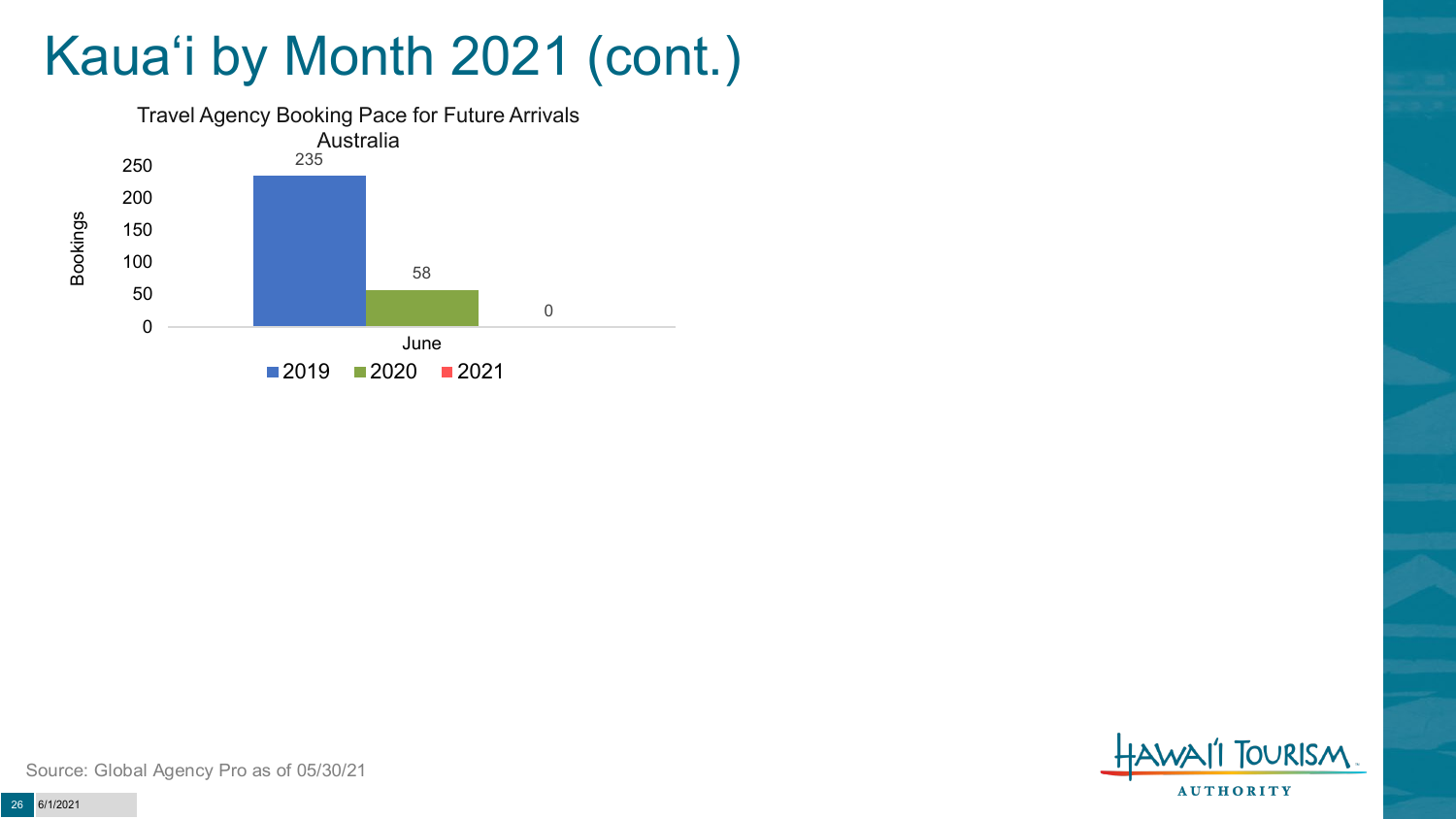# Kauaʻi by Month 2021 (cont.)

Travel Agency Booking Pace for Future Arrivals
Australia

Bookings

250
200
150
100
50
0

235
58
0

June

2019 2020 2021

Source: Global Agency Pro as of 05/30/21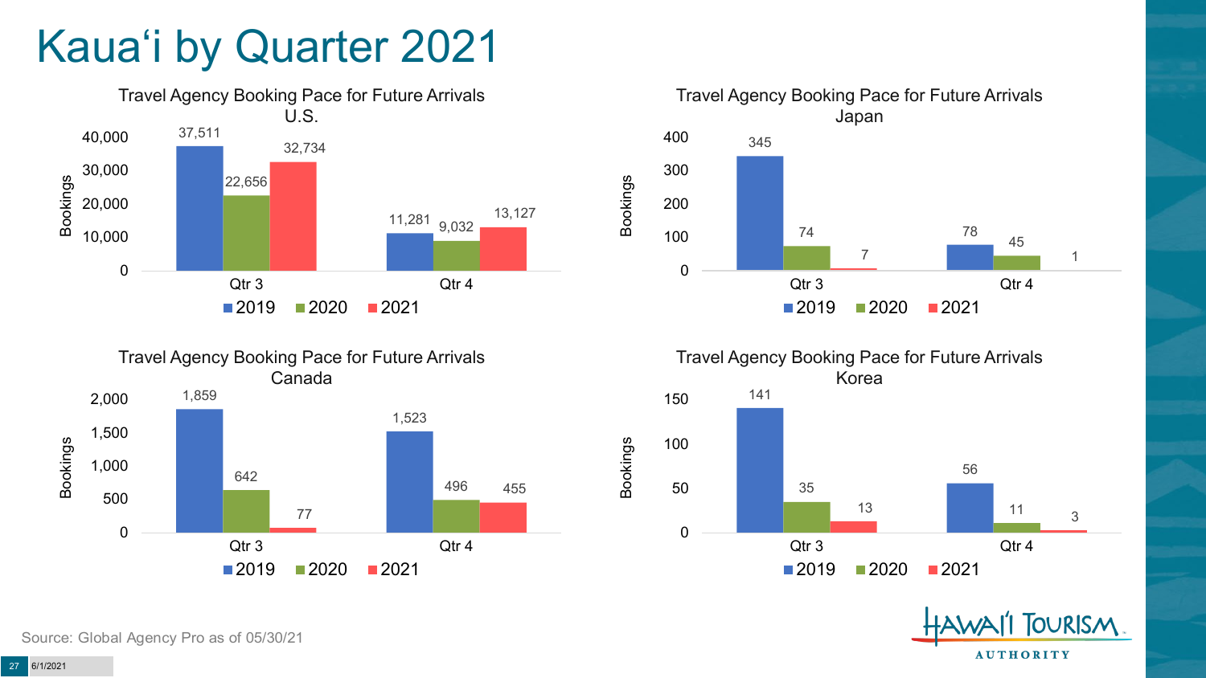# Kaua'i by Quarter 2021

Travel Agency Booking Pace for Future Arrivals
U.S.

Bookings

40,000
30,000
20,000
10,000
0

37,511
22,656
32,734
11,281
9,032
13,127

Qtr 3
Qtr 4

2019 2020 2021

Travel Agency Booking Pace for Future Arrivals
Japan

Bookings

400
300
200
100
0

345
74
7
78
45
1

Qtr 3
Qtr 4

2019 2020 2021

Travel Agency Booking Pace for Future Arrivals
Canada

Bookings

2,000
1,500
1,000
500
0

1,859
642
77
1,523
496
455

Qtr 3
Qtr 4

2019 2020 2021

Travel Agency Booking Pace for Future Arrivals
Korea

Bookings

150
100
50
0

141
35
13
56
11
3

Qtr 3
Qtr 4

2019 2020 2021

Source: Global Agency Pro as of 05/30/21

6/1/2021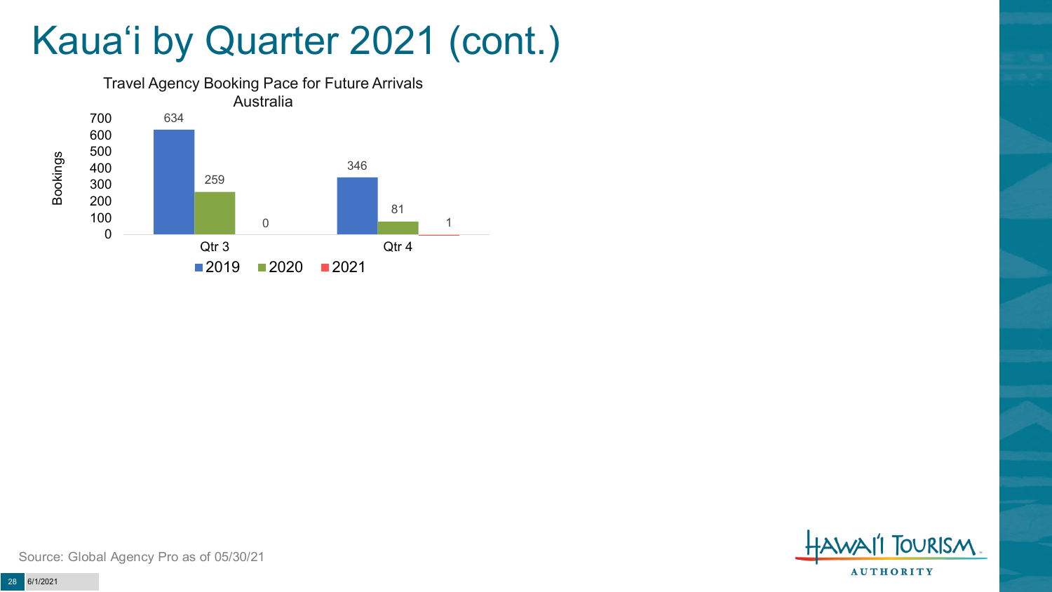# Kauaʻi by Quarter 2021 (cont.)

Travel Agency Booking Pace for Future Arrivals
Australia

Bookings

700
600
500
400
300
200
100
0

634
259
0
346
81
1

Qtr 3
Qtr 4

2019 2020 2021

Source: Global Agency Pro as of 05/30/21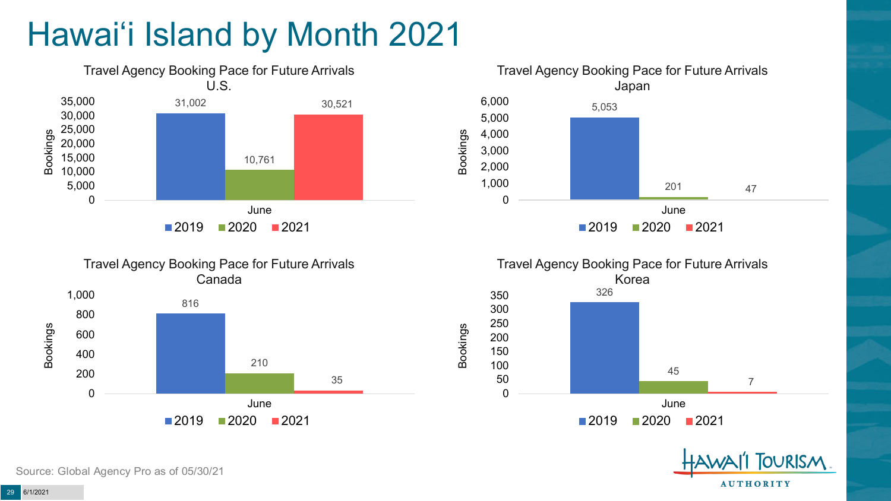# Hawai'i Island by Month 2021

Travel Agency Booking Pace for Future Arrivals
U.S.

Bookings

35,000
30,000
25,000
20,000
15,000
10,000
5,000
0

31,002
10,761
30,521

June

2019 2020 2021

Travel Agency Booking Pace for Future Arrivals
Japan

Bookings

6,000
5,000
4,000
3,000
2,000
1,000
0

5,053
201
47

June

2019 2020 2021

Travel Agency Booking Pace for Future Arrivals
Canada

Bookings

1,000
800
600
400
200
0

816
210
35

June

2019 2020 2021

Travel Agency Booking Pace for Future Arrivals
Korea

Bookings

350
300
250
200
150
100
50
0

326
45
7

June

2019 2020 2021

Source: Global Agency Pro as of 05/30/21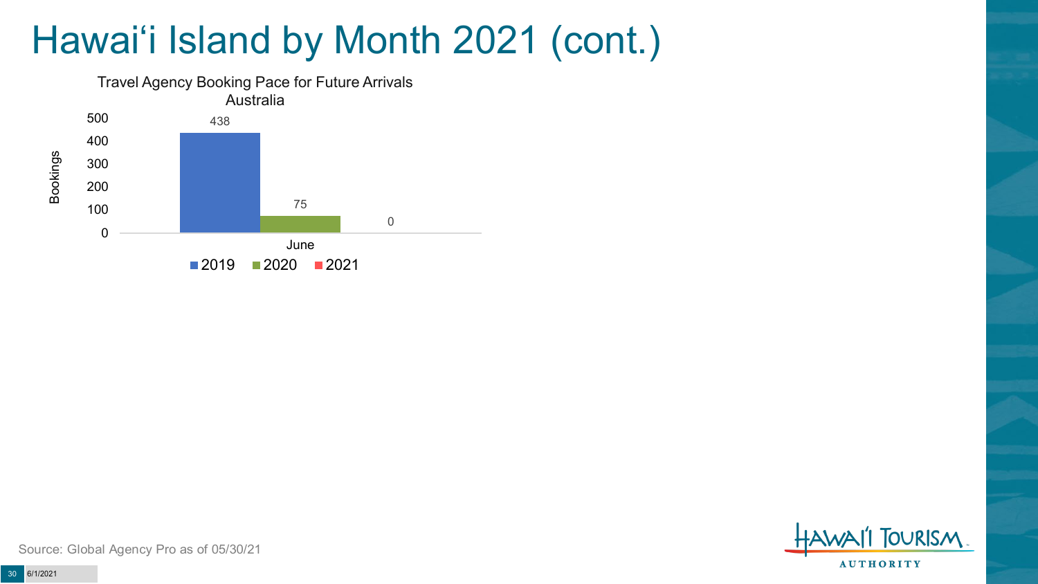# Hawai'i Island by Month 2021 (cont.)

Travel Agency Booking Pace for Future Arrivals
Australia

| Month | 2019 | 2020 | 2021 |
|---|---|---|---|
| June | 438 | 75 | 0 |

Source: Global Agency Pro as of 05/30/21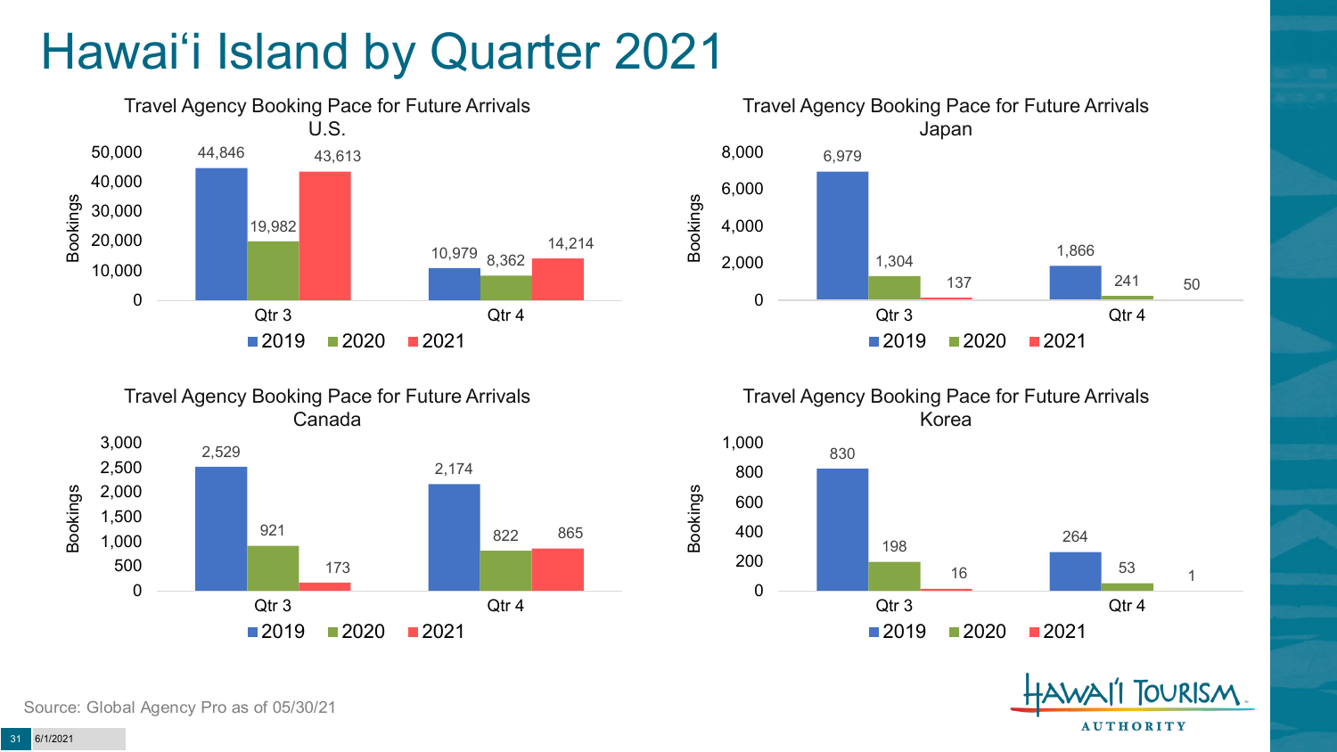# Hawaiʻi Island by Quarter 2021

Travel Agency Booking Pace for Future Arrivals
U.S.

Bookings

50,000
40,000
30,000
20,000
10,000
0

44,846
19,982
43,613
10,979
8,362
14,214

Qtr 3
Qtr 4

2019 2020 2021

Travel Agency Booking Pace for Future Arrivals
Japan

Bookings

8,000
6,000
4,000
2,000
0

6,979
1,304
137
1,866
241
50

Qtr 3
Qtr 4

2019 2020 2021

Travel Agency Booking Pace for Future Arrivals
Canada

Bookings

3,000
2,500
2,000
1,500
1,000
500
0

2,529
921
173
2,174
822
865

Qtr 3
Qtr 4

2019 2020 2021

Travel Agency Booking Pace for Future Arrivals
Korea

Bookings

1,000
800
600
400
200
0

830
198
16
264
53
1

Qtr 3
Qtr 4

2019 2020 2021

Source: Global Agency Pro as of 05/30/21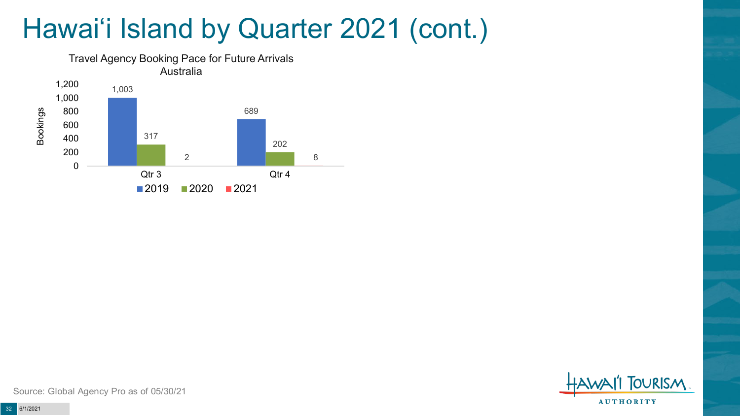# Hawai'i Island by Quarter 2021 (cont.)

Travel Agency Booking Pace for Future Arrivals
Australia

Bookings

1,200
1,000
800
600
400
200
0

1,003
317
2
689
202
8

Qtr 3
Qtr 4

2019 2020 2021

Source: Global Agency Pro as of 05/30/21